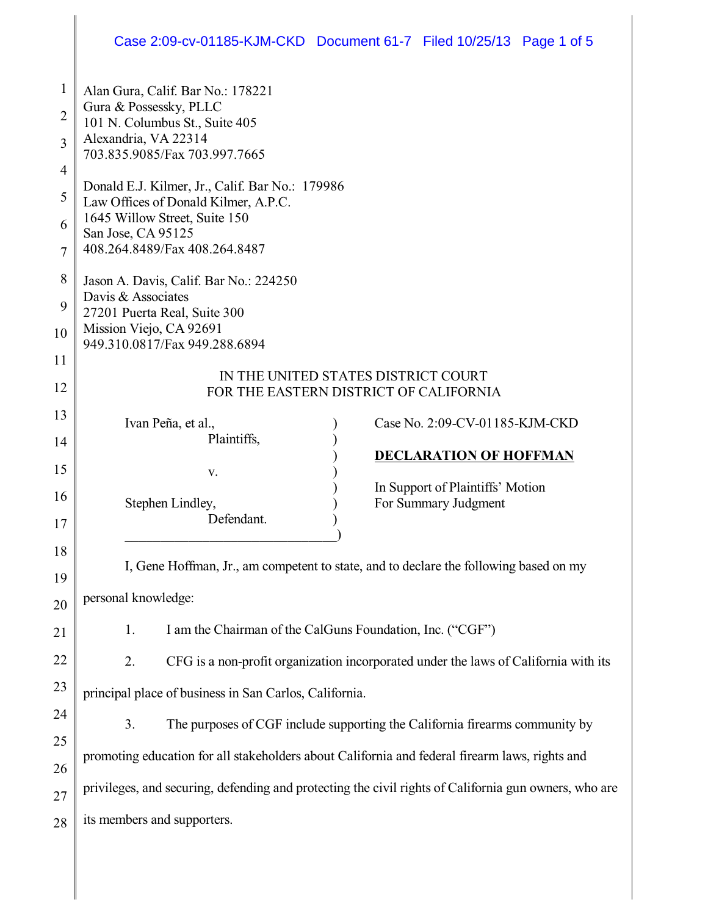Alan Gura, Calif. Bar No.: 178221
Gura & Possessky, PLLC
101 N. Columbus St., Suite 405
Alexandria, VA 22314
703.835.9085/Fax 703.997.7665

Donald E.J. Kilmer, Jr., Calif. Bar No.: 179986
Law Offices of Donald Kilmer, A.P.C.
1645 Willow Street, Suite 150
San Jose, CA 95125
408.264.8489/Fax 408.264.8487

Jason A. Davis, Calif. Bar No.: 224250
Davis & Associates
27201 Puerta Real, Suite 300
Mission Viejo, CA 92691
949.310.0817/Fax 949.288.6894

IN THE UNITED STATES DISTRICT COURT
FOR THE EASTERN DISTRICT OF CALIFORNIA

| | |
|---|---|
| Ivan Peña, et al., Plaintiffs, v. Stephen Lindley, Defendant. | Case No. 2:09-CV-01185-KJM-CKD **DECLARATION OF HOFFMAN** In Support of Plaintiffs' Motion For Summary Judgment |

I, Gene Hoffman, Jr., am competent to state, and to declare the following based on my personal knowledge:

1. I am the Chairman of the CalGuns Foundation, Inc. ("CGF")

2. CFG is a non-profit organization incorporated under the laws of California with its principal place of business in San Carlos, California.

3. The purposes of CGF include supporting the California firearms community by promoting education for all stakeholders about California and federal firearm laws, rights and privileges, and securing, defending and protecting the civil rights of California gun owners, who are its members and supporters.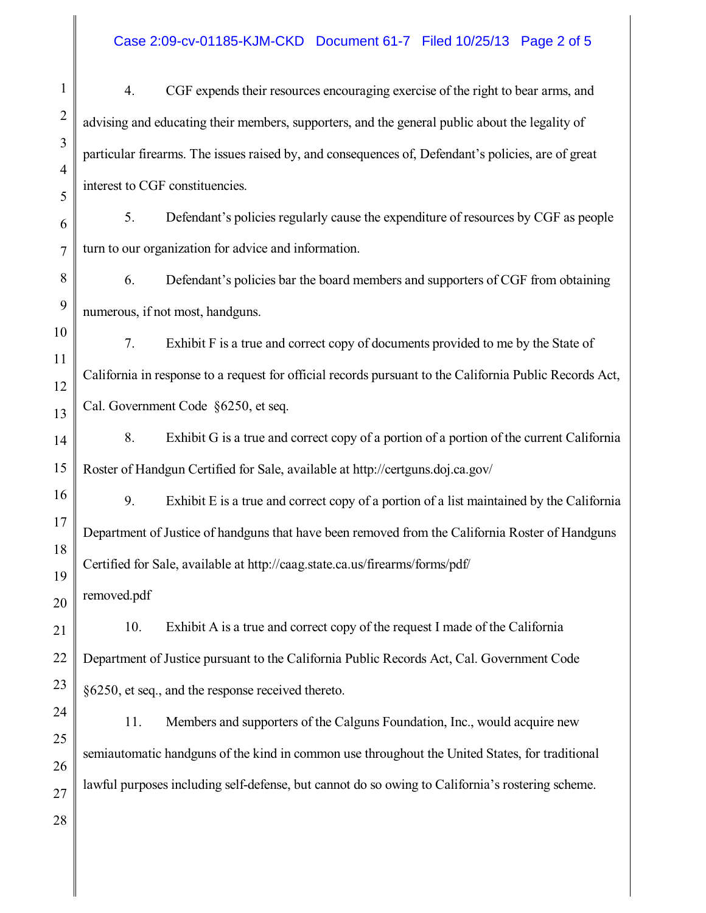4. CGF expends their resources encouraging exercise of the right to bear arms, and advising and educating their members, supporters, and the general public about the legality of particular firearms. The issues raised by, and consequences of, Defendant's policies, are of great interest to CGF constituencies.

5. Defendant's policies regularly cause the expenditure of resources by CGF as people turn to our organization for advice and information.

6. Defendant's policies bar the board members and supporters of CGF from obtaining numerous, if not most, handguns.

7. Exhibit F is a true and correct copy of documents provided to me by the State of California in response to a request for official records pursuant to the California Public Records Act, Cal. Government Code §6250, et seq.

8. Exhibit G is a true and correct copy of a portion of a portion of the current California Roster of Handgun Certified for Sale, available at http://certguns.doj.ca.gov/

9. Exhibit E is a true and correct copy of a portion of a list maintained by the California Department of Justice of handguns that have been removed from the California Roster of Handguns Certified for Sale, available at http://caag.state.ca.us/firearms/forms/pdf/removed.pdf

10. Exhibit A is a true and correct copy of the request I made of the California Department of Justice pursuant to the California Public Records Act, Cal. Government Code §6250, et seq., and the response received thereto.

11. Members and supporters of the Calguns Foundation, Inc., would acquire new semiautomatic handguns of the kind in common use throughout the United States, for traditional lawful purposes including self-defense, but cannot do so owing to California's rostering scheme.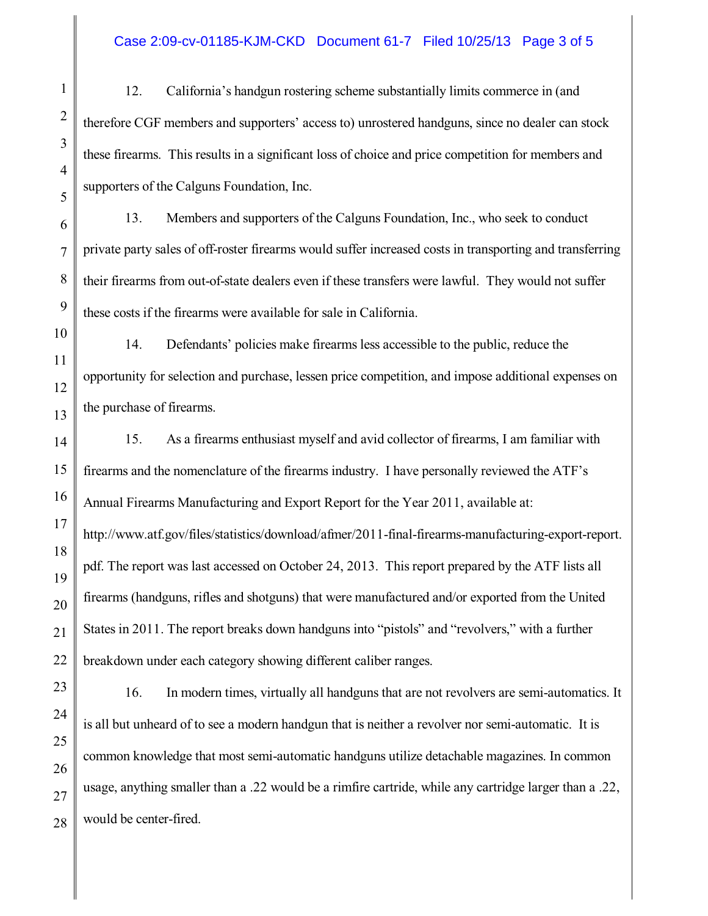12. California's handgun rostering scheme substantially limits commerce in (and therefore CGF members and supporters' access to) unrostered handguns, since no dealer can stock these firearms. This results in a significant loss of choice and price competition for members and supporters of the Calguns Foundation, Inc.

13. Members and supporters of the Calguns Foundation, Inc., who seek to conduct private party sales of off-roster firearms would suffer increased costs in transporting and transferring their firearms from out-of-state dealers even if these transfers were lawful. They would not suffer these costs if the firearms were available for sale in California.

14. Defendants' policies make firearms less accessible to the public, reduce the opportunity for selection and purchase, lessen price competition, and impose additional expenses on the purchase of firearms.

15. As a firearms enthusiast myself and avid collector of firearms, I am familiar with firearms and the nomenclature of the firearms industry. I have personally reviewed the ATF's Annual Firearms Manufacturing and Export Report for the Year 2011, available at: http://www.atf.gov/files/statistics/download/afmer/2011-final-firearms-manufacturing-export-report.pdf. The report was last accessed on October 24, 2013. This report prepared by the ATF lists all firearms (handguns, rifles and shotguns) that were manufactured and/or exported from the United States in 2011. The report breaks down handguns into "pistols" and "revolvers," with a further breakdown under each category showing different caliber ranges.

16. In modern times, virtually all handguns that are not revolvers are semi-automatics. It is all but unheard of to see a modern handgun that is neither a revolver nor semi-automatic. It is common knowledge that most semi-automatic handguns utilize detachable magazines. In common usage, anything smaller than a .22 would be a rimfire cartride, while any cartridge larger than a .22, would be center-fired.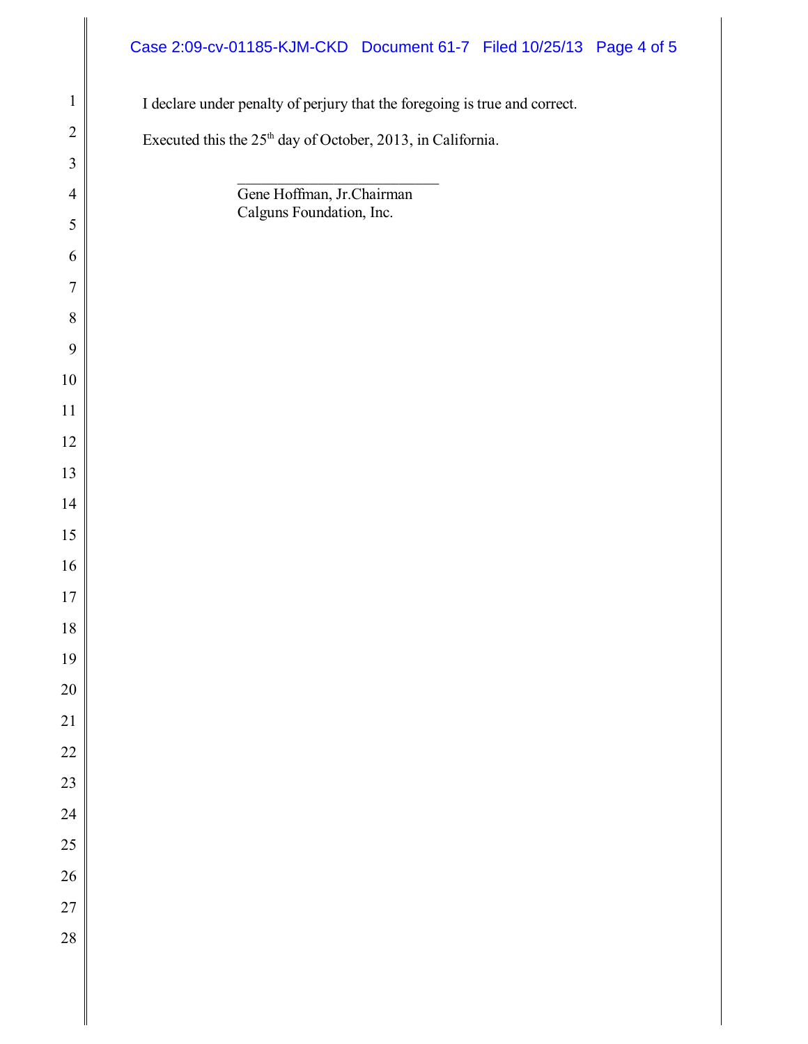I declare under penalty of perjury that the foregoing is true and correct.

Executed this the 25th day of October, 2013, in California.

\_\_\_\_\_\_\_\_\_\_\_\_\_\_\_\_\_\_\_\_\_\_\_\_\_\_\_\_

Gene Hoffman, Jr.Chairman
Calguns Foundation, Inc.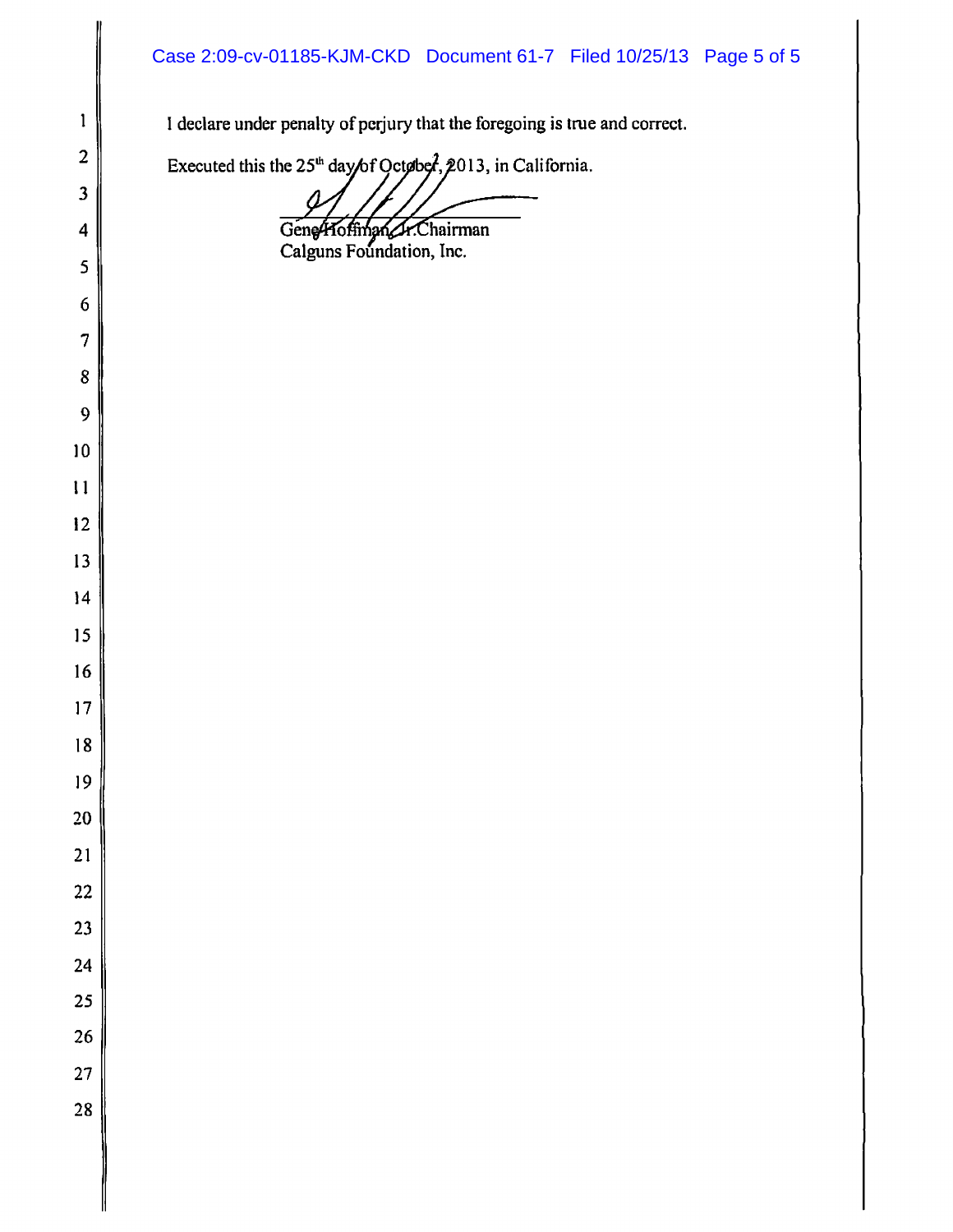I declare under penalty of perjury that the foregoing is true and correct.

Executed this the 25th day of October, 2013, in California.

Gene Hoffman, Jr. Chairman
Calguns Foundation, Inc.